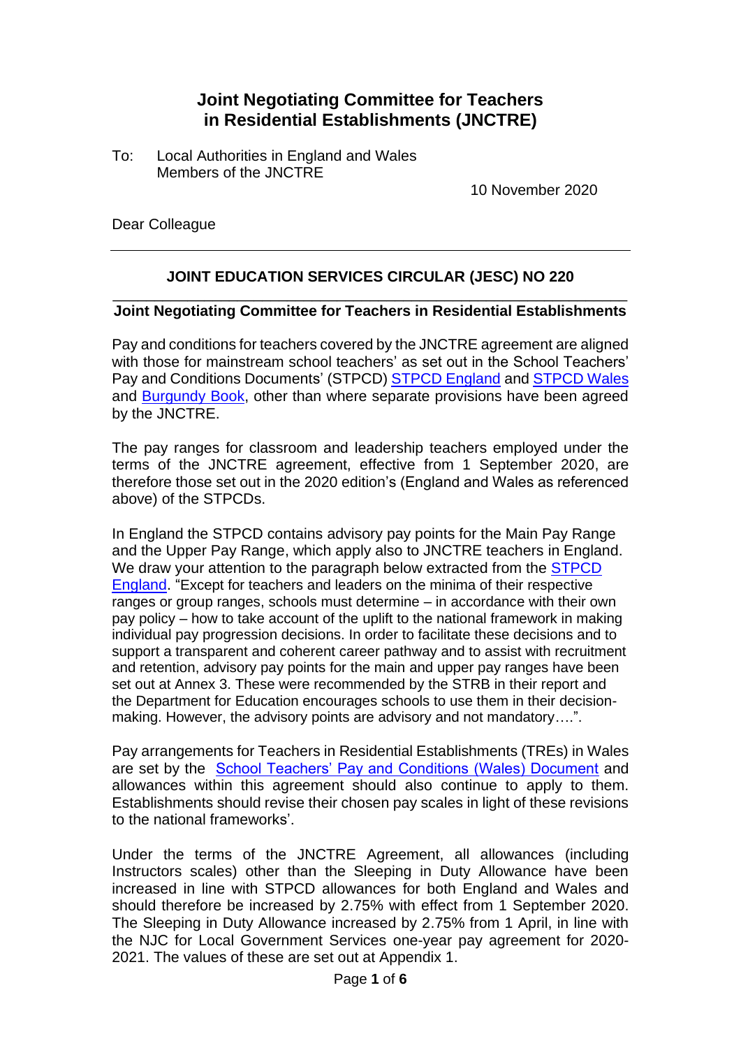# Joint Negotiating Committee for Teachers in Residential Establishments (JNCTRE)

To: Local Authorities in England and Wales
Members of the JNCTRE

10 November 2020

Dear Colleague

---

## JOINT EDUCATION SERVICES CIRCULAR (JESC) NO 220

### Joint Negotiating Committee for Teachers in Residential Establishments

Pay and conditions for teachers covered by the JNCTRE agreement are aligned with those for mainstream school teachers' as set out in the School Teachers' Pay and Conditions Documents' (STPCD) STPCD England and STPCD Wales and Burgundy Book, other than where separate provisions have been agreed by the JNCTRE.

The pay ranges for classroom and leadership teachers employed under the terms of the JNCTRE agreement, effective from 1 September 2020, are therefore those set out in the 2020 edition's (England and Wales as referenced above) of the STPCDs.

In England the STPCD contains advisory pay points for the Main Pay Range and the Upper Pay Range, which apply also to JNCTRE teachers in England. We draw your attention to the paragraph below extracted from the STPCD England. "Except for teachers and leaders on the minima of their respective ranges or group ranges, schools must determine – in accordance with their own pay policy – how to take account of the uplift to the national framework in making individual pay progression decisions. In order to facilitate these decisions and to support a transparent and coherent career pathway and to assist with recruitment and retention, advisory pay points for the main and upper pay ranges have been set out at Annex 3. These were recommended by the STRB in their report and the Department for Education encourages schools to use them in their decision-making. However, the advisory points are advisory and not mandatory….".

Pay arrangements for Teachers in Residential Establishments (TREs) in Wales are set by the School Teachers' Pay and Conditions (Wales) Document and allowances within this agreement should also continue to apply to them. Establishments should revise their chosen pay scales in light of these revisions to the national frameworks'.

Under the terms of the JNCTRE Agreement, all allowances (including Instructors scales) other than the Sleeping in Duty Allowance have been increased in line with STPCD allowances for both England and Wales and should therefore be increased by 2.75% with effect from 1 September 2020. The Sleeping in Duty Allowance increased by 2.75% from 1 April, in line with the NJC for Local Government Services one-year pay agreement for 2020-2021. The values of these are set out at Appendix 1.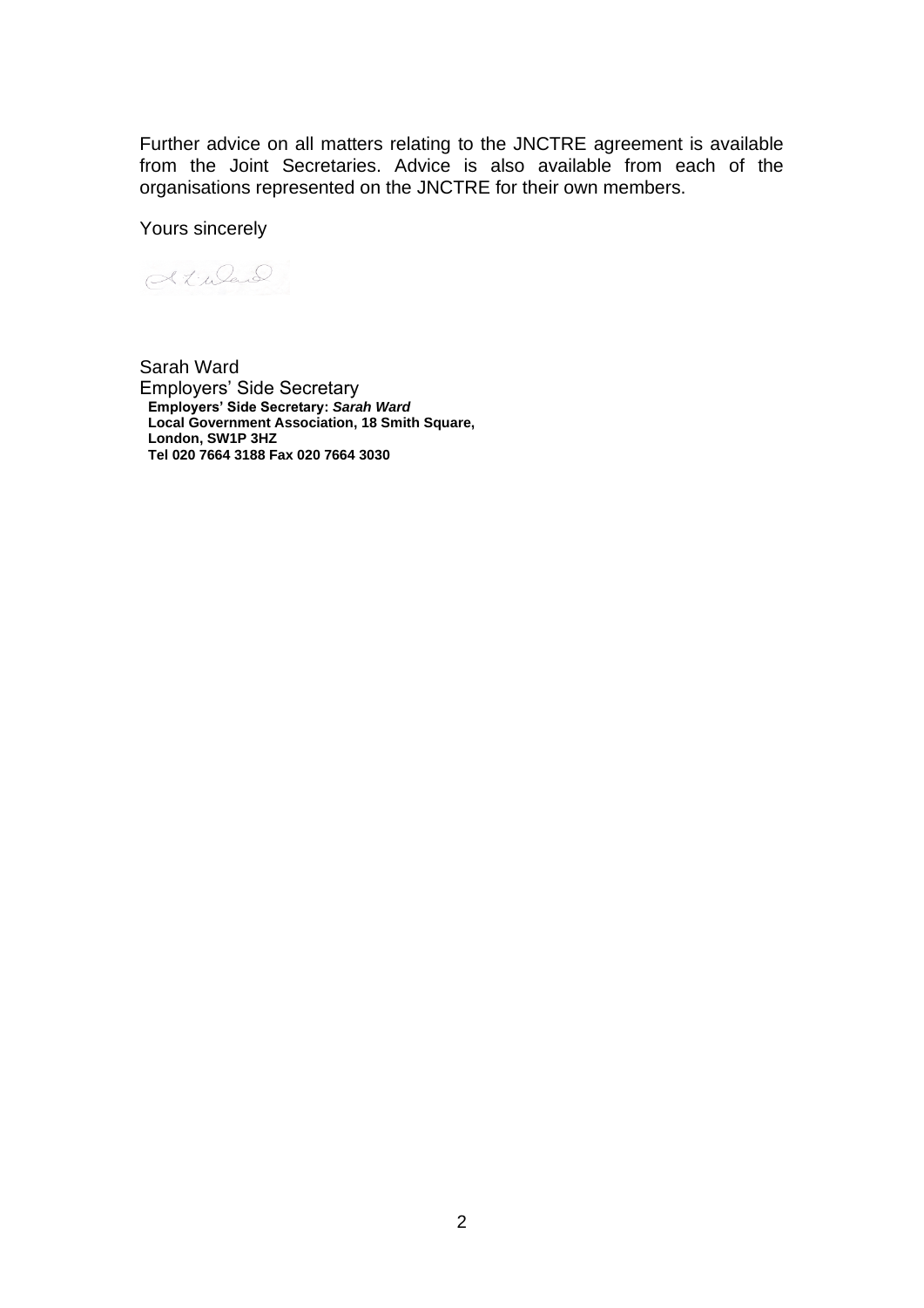Further advice on all matters relating to the JNCTRE agreement is available from the Joint Secretaries. Advice is also available from each of the organisations represented on the JNCTRE for their own members.

Yours sincerely

Sarah Ward
Employers' Side Secretary

**Employers' Side Secretary: *Sarah Ward***
**Local Government Association, 18 Smith Square,**
**London, SW1P 3HZ**
**Tel 020 7664 3188 Fax 020 7664 3030**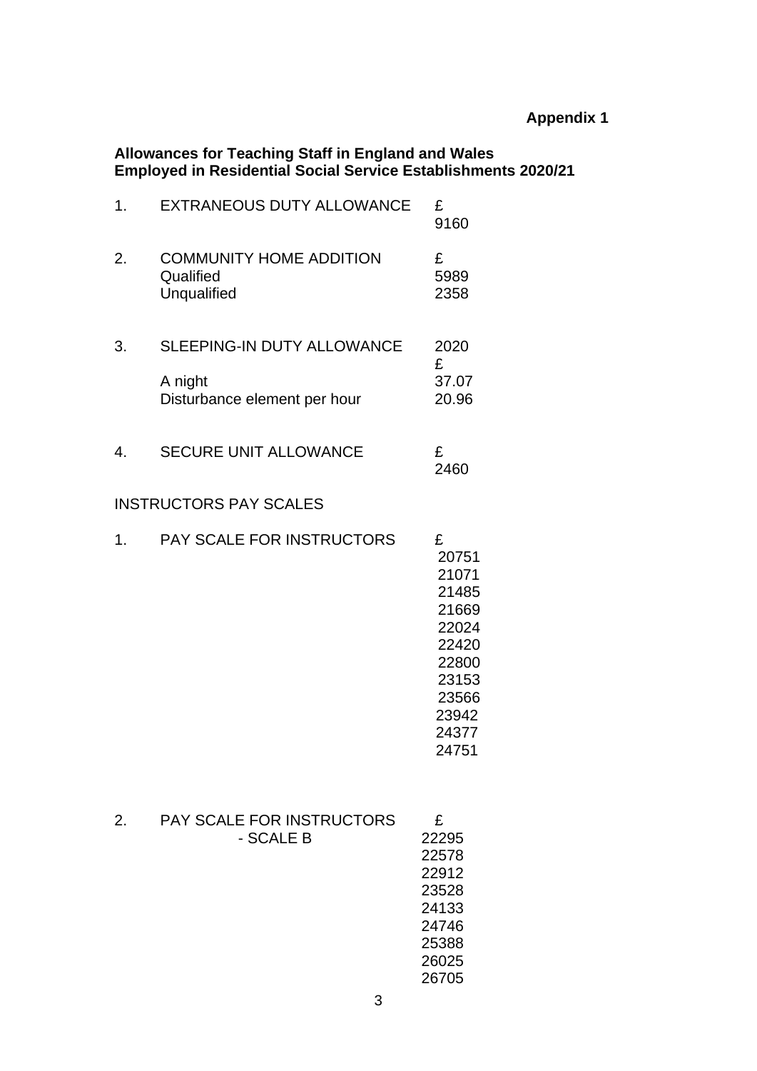**Appendix 1**

**Allowances for Teaching Staff in England and Wales Employed in Residential Social Service Establishments 2020/21**

| | | |
|---|---|---|
| 1. | EXTRANEOUS DUTY ALLOWANCE | £<br>9160 |
| 2. | COMMUNITY HOME ADDITION | £ |
| | Qualified | 5989 |
| | Unqualified | 2358 |
| 3. | SLEEPING-IN DUTY ALLOWANCE | 2020<br>£ |
| | A night | 37.07 |
| | Disturbance element per hour | 20.96 |
| 4. | SECURE UNIT ALLOWANCE | £<br>2460 |

INSTRUCTORS PAY SCALES

1. PAY SCALE FOR INSTRUCTORS

| £ |
|---|
| 20751 |
| 21071 |
| 21485 |
| 21669 |
| 22024 |
| 22420 |
| 22800 |
| 23153 |
| 23566 |
| 23942 |
| 24377 |
| 24751 |

2. PAY SCALE FOR INSTRUCTORS - SCALE B

| £ |
|---|
| 22295 |
| 22578 |
| 22912 |
| 23528 |
| 24133 |
| 24746 |
| 25388 |
| 26025 |
| 26705 |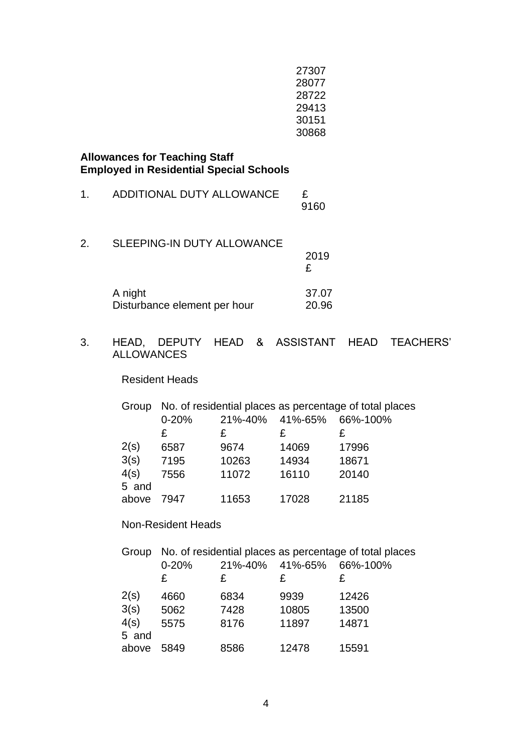27307
28077
28722
29413
30151
30868

**Allowances for Teaching Staff**
**Employed in Residential Special Schools**

1. ADDITIONAL DUTY ALLOWANCE £ 9160

2. SLEEPING-IN DUTY ALLOWANCE

| | 2019 £ |
|---|---|
| A night | 37.07 |
| Disturbance element per hour | 20.96 |

3. HEAD, DEPUTY HEAD & ASSISTANT HEAD TEACHERS' ALLOWANCES

Resident Heads

| Group | No. of residential places as percentage of total places | | | |
|---|---|---|---|---|
| | 0-20% | 21%-40% | 41%-65% | 66%-100% |
| | £ | £ | £ | £ |
| 2(s) | 6587 | 9674 | 14069 | 17996 |
| 3(s) | 7195 | 10263 | 14934 | 18671 |
| 4(s) | 7556 | 11072 | 16110 | 20140 |
| 5 and above | 7947 | 11653 | 17028 | 21185 |

Non-Resident Heads

| Group | No. of residential places as percentage of total places | | | |
|---|---|---|---|---|
| | 0-20% | 21%-40% | 41%-65% | 66%-100% |
| | £ | £ | £ | £ |
| 2(s) | 4660 | 6834 | 9939 | 12426 |
| 3(s) | 5062 | 7428 | 10805 | 13500 |
| 4(s) | 5575 | 8176 | 11897 | 14871 |
| 5 and above | 5849 | 8586 | 12478 | 15591 |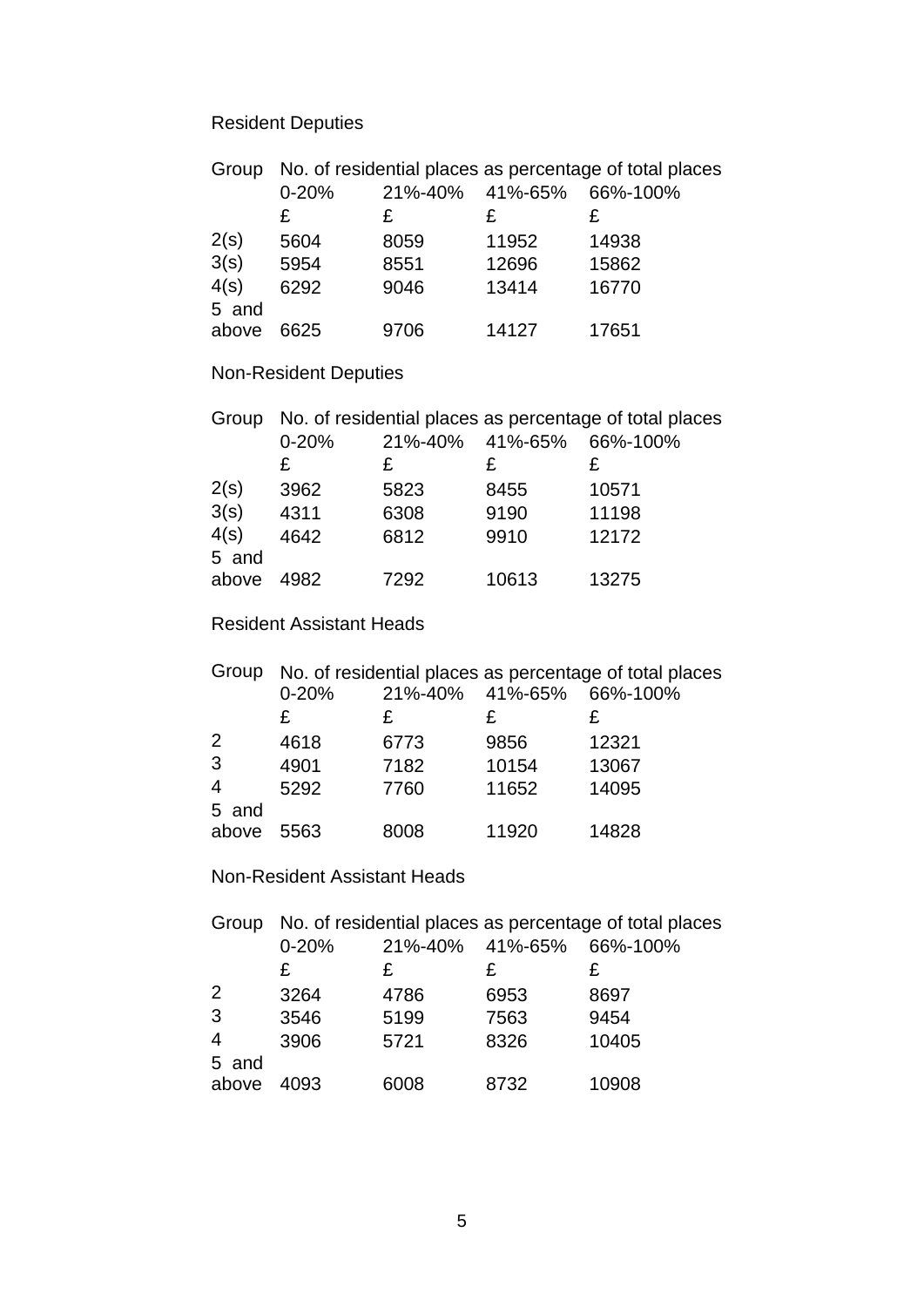Resident Deputies

| Group | No. of residential places as percentage of total places | | | |
|---|---|---|---|---|
| | 0-20% | 21%-40% | 41%-65% | 66%-100% |
| | £ | £ | £ | £ |
| 2(s) | 5604 | 8059 | 11952 | 14938 |
| 3(s) | 5954 | 8551 | 12696 | 15862 |
| 4(s) | 6292 | 9046 | 13414 | 16770 |
| 5 and above | 6625 | 9706 | 14127 | 17651 |

Non-Resident Deputies

| Group | No. of residential places as percentage of total places | | | |
|---|---|---|---|---|
| | 0-20% | 21%-40% | 41%-65% | 66%-100% |
| | £ | £ | £ | £ |
| 2(s) | 3962 | 5823 | 8455 | 10571 |
| 3(s) | 4311 | 6308 | 9190 | 11198 |
| 4(s) | 4642 | 6812 | 9910 | 12172 |
| 5 and above | 4982 | 7292 | 10613 | 13275 |

Resident Assistant Heads

| Group | No. of residential places as percentage of total places | | | |
|---|---|---|---|---|
| | 0-20% | 21%-40% | 41%-65% | 66%-100% |
| | £ | £ | £ | £ |
| 2 | 4618 | 6773 | 9856 | 12321 |
| 3 | 4901 | 7182 | 10154 | 13067 |
| 4 | 5292 | 7760 | 11652 | 14095 |
| 5 and above | 5563 | 8008 | 11920 | 14828 |

Non-Resident Assistant Heads

| Group | No. of residential places as percentage of total places | | | |
|---|---|---|---|---|
| | 0-20% | 21%-40% | 41%-65% | 66%-100% |
| | £ | £ | £ | £ |
| 2 | 3264 | 4786 | 6953 | 8697 |
| 3 | 3546 | 5199 | 7563 | 9454 |
| 4 | 3906 | 5721 | 8326 | 10405 |
| 5 and above | 4093 | 6008 | 8732 | 10908 |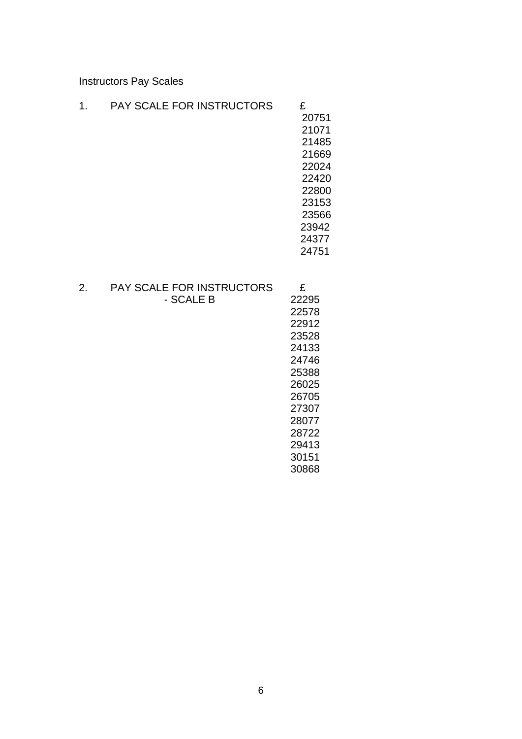Instructors Pay Scales

1. PAY SCALE FOR INSTRUCTORS

| | £ |
|---|---|
| | 20751 |
| | 21071 |
| | 21485 |
| | 21669 |
| | 22024 |
| | 22420 |
| | 22800 |
| | 23153 |
| | 23566 |
| | 23942 |
| | 24377 |
| | 24751 |

2. PAY SCALE FOR INSTRUCTORS - SCALE B

| | £ |
|---|---|
| | 22295 |
| | 22578 |
| | 22912 |
| | 23528 |
| | 24133 |
| | 24746 |
| | 25388 |
| | 26025 |
| | 26705 |
| | 27307 |
| | 28077 |
| | 28722 |
| | 29413 |
| | 30151 |
| | 30868 |